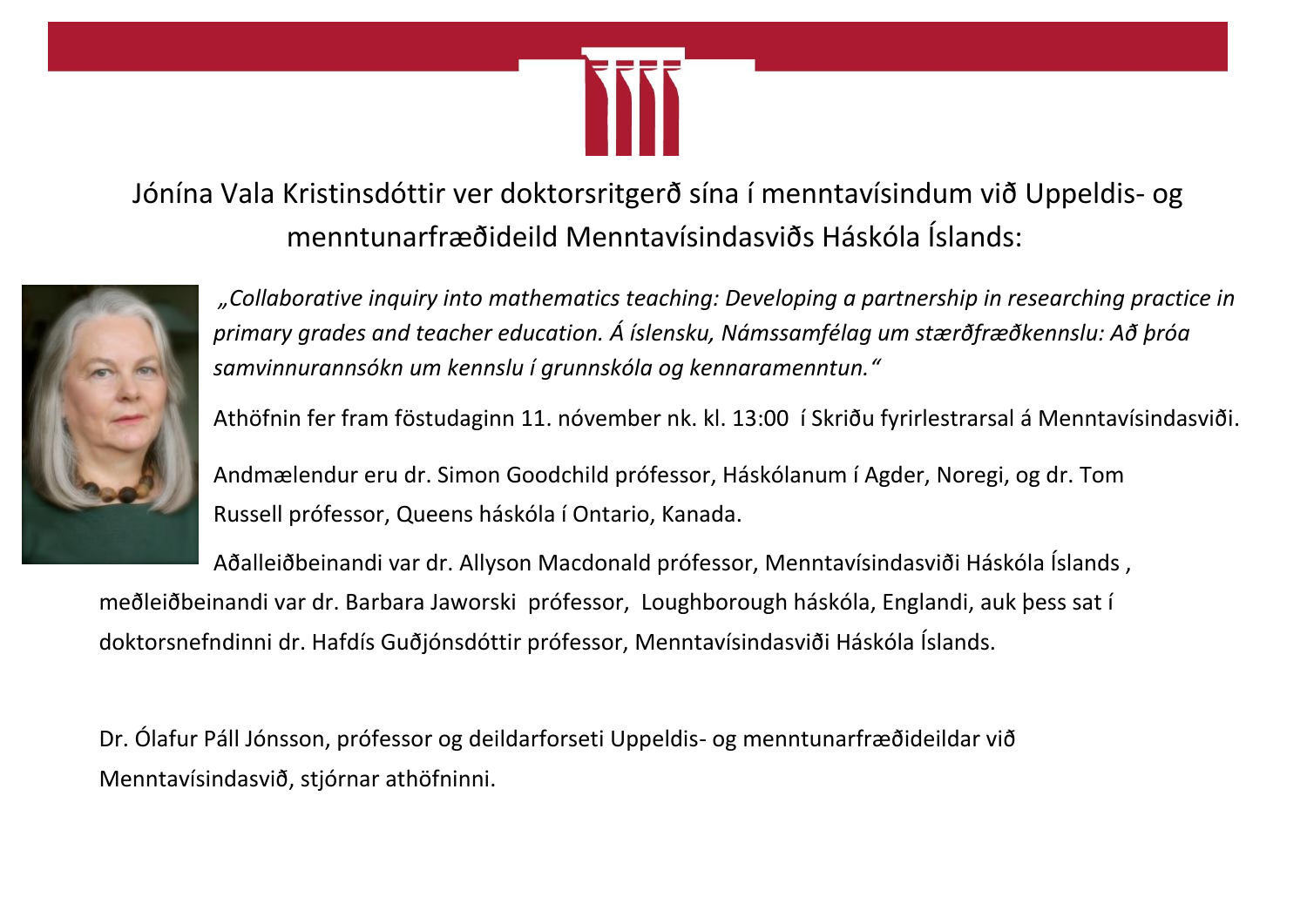Jónína Vala Kristinsdóttir ver doktorsritgerð sína í menntavísindum við Uppeldis- og menntunarfræðideild Menntavísindasviðs Háskóla Íslands:

*„Collaborative inquiry into mathematics teaching: Developing a partnership in researching practice in primary grades and teacher education. Á íslensku, Námssamfélag um stærðfræðkennslu: Að þróa samvinnurannsókn um kennslu í grunnskóla og kennaramenntun.“*

Athöfnin fer fram föstudaginn 11. nóvember nk. kl. 13:00 í Skriðu fyrirlestrarsal á Menntavísindasviði.

Andmælendur eru dr. Simon Goodchild prófessor, Háskólanum í Agder, Noregi, og dr. Tom Russell prófessor, Queens háskóla í Ontario, Kanada.

Aðalleiðbeinandi var dr. Allyson Macdonald prófessor, Menntavísindasviði Háskóla Íslands , meðleiðbeinandi var dr. Barbara Jaworski prófessor, Loughborough háskóla, Englandi, auk þess sat í doktorsnefndinni dr. Hafdís Guðjónsdóttir prófessor, Menntavísindasviði Háskóla Íslands.

Dr. Ólafur Páll Jónsson, prófessor og deildarforseti Uppeldis- og menntunarfræðideildar við Menntavísindasvið, stjórnar athöfninni.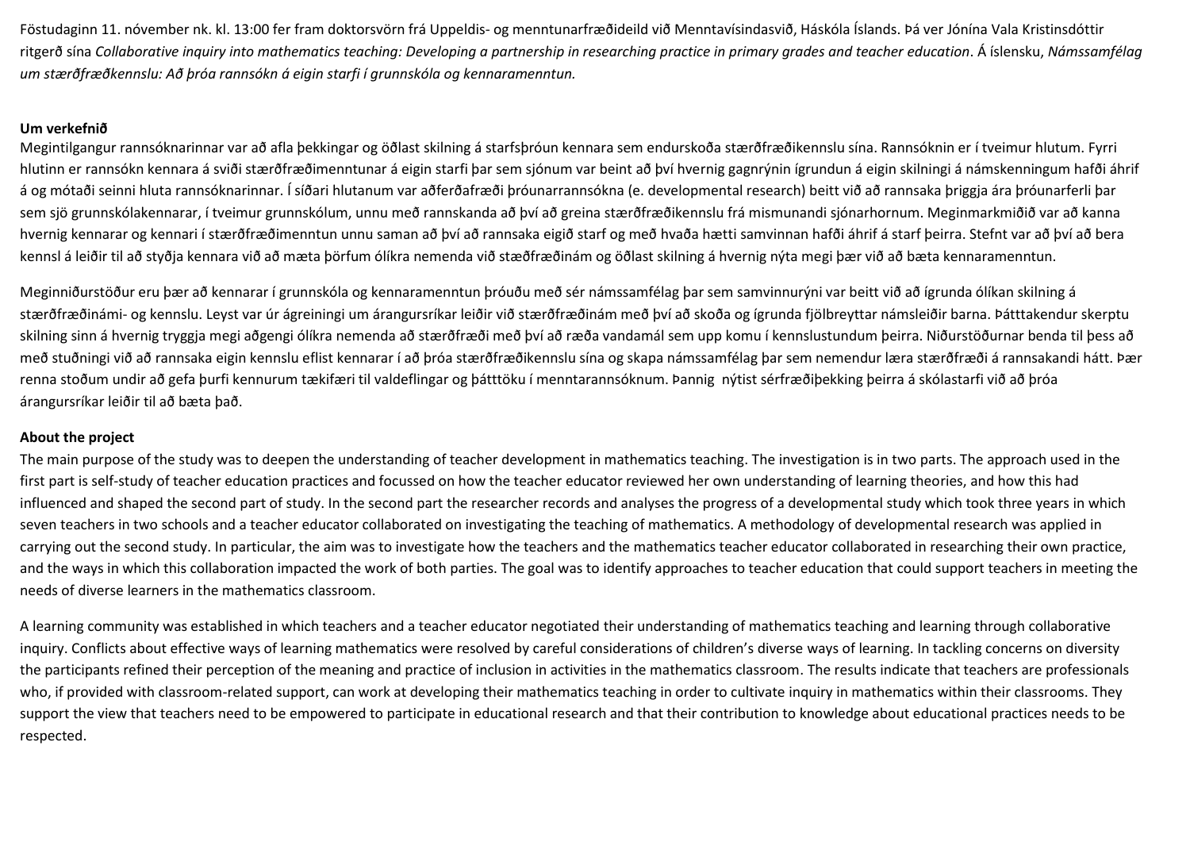Föstudaginn 11. nóvember nk. kl. 13:00 fer fram doktorsvörn frá Uppeldis- og menntunarfræðideild við Menntavísindasvið, Háskóla Íslands. Þá ver Jónína Vala Kristinsdóttir ritgerð sína *Collaborative inquiry into mathematics teaching: Developing a partnership in researching practice in primary grades and teacher education*. Á íslensku, *Námssamfélag um stærðfræðkennslu: Að þróa rannsókn á eigin starfi í grunnskóla og kennaramenntun.*

**Um verkefnið**

Megintilgangur rannsóknarinnar var að afla þekkingar og öðlast skilning á starfsþróun kennara sem endurskoða stærðfræðikennslu sína. Rannsóknin er í tveimur hlutum. Fyrri hlutinn er rannsókn kennara á sviði stærðfræðimenntunar á eigin starfi þar sem sjónum var beint að því hvernig gagnrýnin ígrundun á eigin skilningi á námskenningum hafði áhrif á og mótaði seinni hluta rannsóknarinnar. Í síðari hlutanum var aðferðafræði þróunarrannsókna (e. developmental research) beitt við að rannsaka þriggja ára þróunarferli þar sem sjö grunnskólakennarar, í tveimur grunnskólum, unnu með rannskanda að því að greina stærðfræðikennslu frá mismunandi sjónarhornum. Meginmarkmiðið var að kanna hvernig kennarar og kennari í stærðfræðimenntun unnu saman að því að rannsaka eigið starf og með hvaða hætti samvinnan hafði áhrif á starf þeirra. Stefnt var að því að bera kennsl á leiðir til að styðja kennara við að mæta þörfum ólíkra nemenda við stæðfræðinám og öðlast skilning á hvernig nýta megi þær við að bæta kennaramenntun.

Meginniðurstöður eru þær að kennarar í grunnskóla og kennaramenntun þróuðu með sér námssamfélag þar sem samvinnurýni var beitt við að ígrunda ólíkan skilning á stærðfræðinámi- og kennslu. Leyst var úr ágreiningi um árangursríkar leiðir við stærðfræðinám með því að skoða og ígrunda fjölbreyttar námsleiðir barna. Þátttakendur skerptu skilning sinn á hvernig tryggja megi aðgengi ólíkra nemenda að stærðfræði með því að ræða vandamál sem upp komu í kennslustundum þeirra. Niðurstöðurnar benda til þess að með stuðningi við að rannsaka eigin kennslu eflist kennarar í að þróa stærðfræðikennslu sína og skapa námssamfélag þar sem nemendur læra stærðfræði á rannsakandi hátt. Þær renna stoðum undir að gefa þurfi kennurum tækifæri til valdeflingar og þátttöku í menntarannsóknum. Þannig nýtist sérfræðiþekking þeirra á skólastarfi við að þróa árangursríkar leiðir til að bæta það.

**About the project**

The main purpose of the study was to deepen the understanding of teacher development in mathematics teaching. The investigation is in two parts. The approach used in the first part is self-study of teacher education practices and focussed on how the teacher educator reviewed her own understanding of learning theories, and how this had influenced and shaped the second part of study. In the second part the researcher records and analyses the progress of a developmental study which took three years in which seven teachers in two schools and a teacher educator collaborated on investigating the teaching of mathematics. A methodology of developmental research was applied in carrying out the second study. In particular, the aim was to investigate how the teachers and the mathematics teacher educator collaborated in researching their own practice, and the ways in which this collaboration impacted the work of both parties. The goal was to identify approaches to teacher education that could support teachers in meeting the needs of diverse learners in the mathematics classroom.

A learning community was established in which teachers and a teacher educator negotiated their understanding of mathematics teaching and learning through collaborative inquiry. Conflicts about effective ways of learning mathematics were resolved by careful considerations of children's diverse ways of learning. In tackling concerns on diversity the participants refined their perception of the meaning and practice of inclusion in activities in the mathematics classroom. The results indicate that teachers are professionals who, if provided with classroom-related support, can work at developing their mathematics teaching in order to cultivate inquiry in mathematics within their classrooms. They support the view that teachers need to be empowered to participate in educational research and that their contribution to knowledge about educational practices needs to be respected.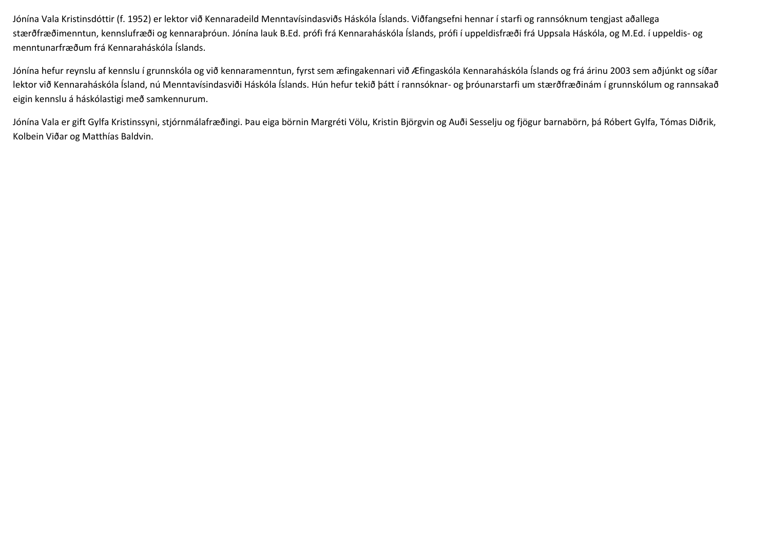Jónína Vala Kristinsdóttir (f. 1952) er lektor við Kennaradeild Menntavísindasviðs Háskóla Íslands. Viðfangsefni hennar í starfi og rannsóknum tengjast aðallega stærðfræðimenntun, kennslufræði og kennaraþróun. Jónína lauk B.Ed. prófi frá Kennaraháskóla Íslands, prófi í uppeldisfræði frá Uppsala Háskóla, og M.Ed. í uppeldis- og menntunarfræðum frá Kennaraháskóla Íslands.

Jónína hefur reynslu af kennslu í grunnskóla og við kennaramenntun, fyrst sem æfingakennari við Æfingaskóla Kennaraháskóla Íslands og frá árinu 2003 sem aðjúnkt og síðar lektor við Kennaraháskóla Ísland, nú Menntavísindasviði Háskóla Íslands. Hún hefur tekið þátt í rannsóknar- og þróunarstarfi um stærðfræðinám í grunnskólum og rannsakað eigin kennslu á háskólastigi með samkennurum.

Jónína Vala er gift Gylfa Kristinssyni, stjórnmálafræðingi. Þau eiga börnin Margréti Völu, Kristin Björgvin og Auði Sesselju og fjögur barnabörn, þá Róbert Gylfa, Tómas Diðrik, Kolbein Viðar og Matthías Baldvin.